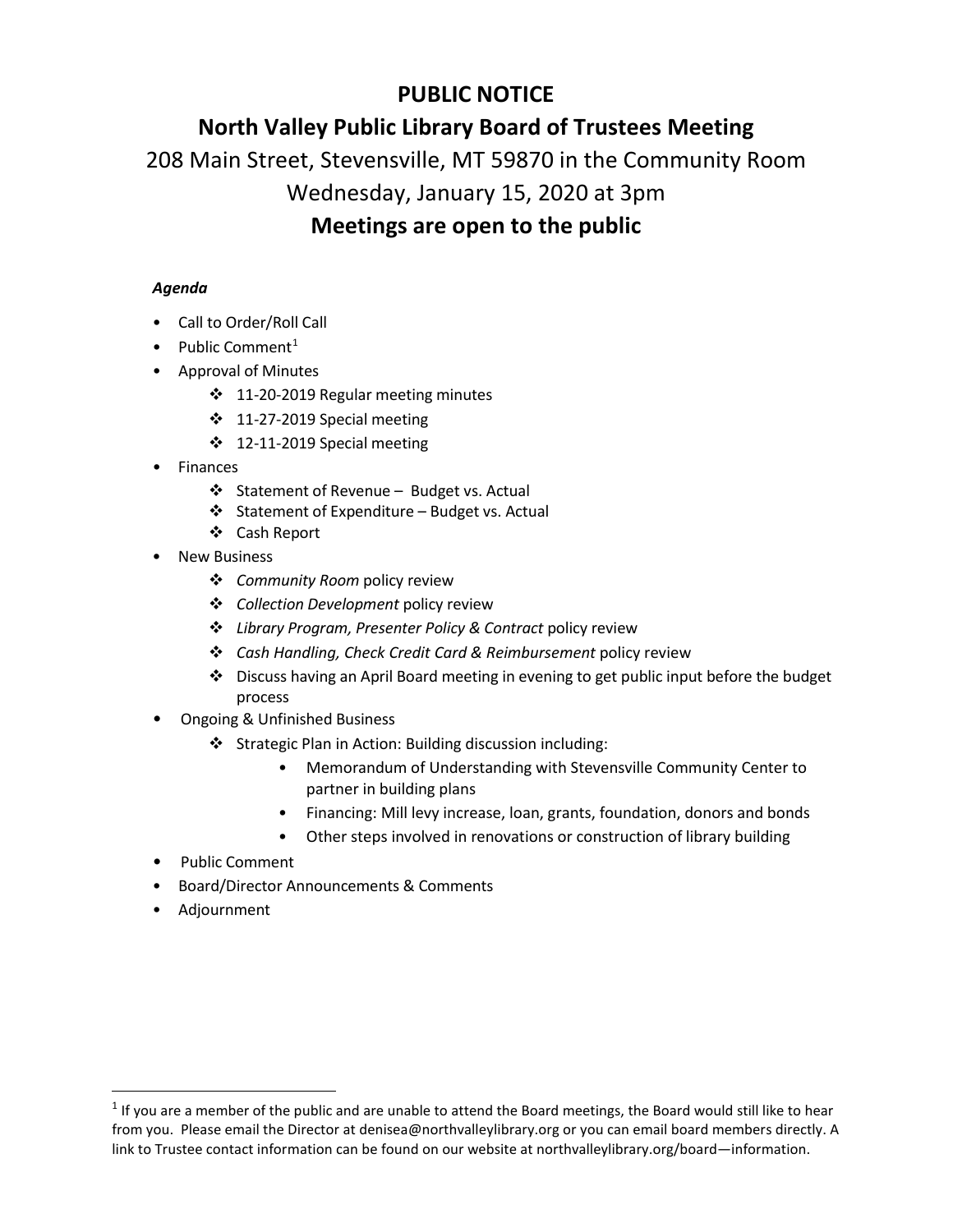# PUBLIC NOTICE

## North Valley Public Library Board of Trustees Meeting

208 Main Street, Stevensville, MT 59870 in the Community Room

Wednesday, January 15, 2020 at 3pm

**Meetings are open to the public**

***Agenda***

- Call to Order/Roll Call
- Public Comment[1]
- Approval of Minutes
  - 11-20-2019 Regular meeting minutes
  - 11-27-2019 Special meeting
  - 12-11-2019 Special meeting
- Finances
  - Statement of Revenue – Budget vs. Actual
  - Statement of Expenditure – Budget vs. Actual
  - Cash Report
- New Business
  - *Community Room* policy review
  - *Collection Development* policy review
  - *Library Program, Presenter Policy & Contract* policy review
  - *Cash Handling, Check Credit Card & Reimbursement* policy review
  - Discuss having an April Board meeting in evening to get public input before the budget process
- Ongoing & Unfinished Business
  - Strategic Plan in Action: Building discussion including:
    - Memorandum of Understanding with Stevensville Community Center to partner in building plans
    - Financing: Mill levy increase, loan, grants, foundation, donors and bonds
    - Other steps involved in renovations or construction of library building
- Public Comment
- Board/Director Announcements & Comments
- Adjournment

[1] If you are a member of the public and are unable to attend the Board meetings, the Board would still like to hear from you. Please email the Director at denisea@northvalleylibrary.org or you can email board members directly. A link to Trustee contact information can be found on our website at northvalleylibrary.org/board—information.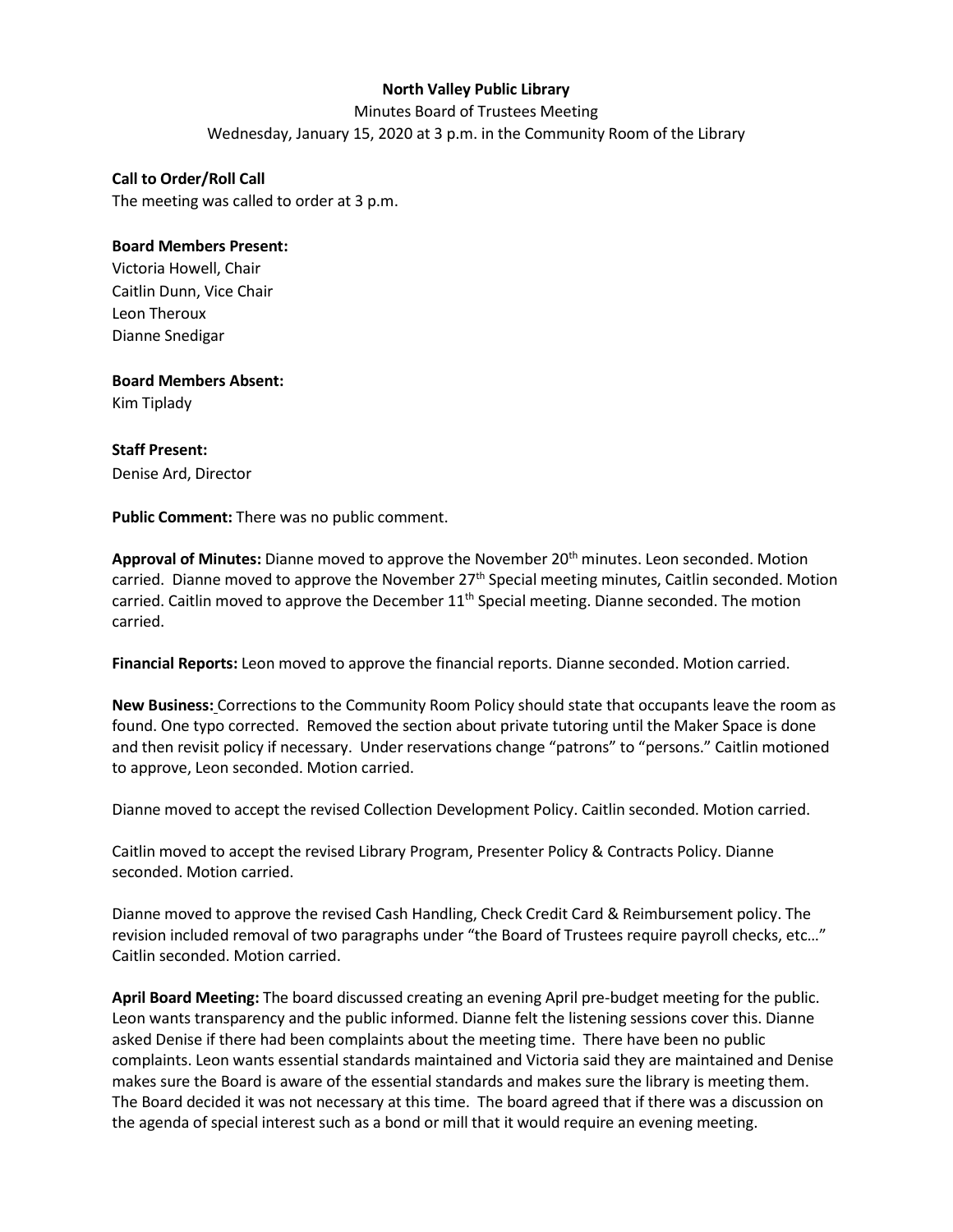**North Valley Public Library**

Minutes Board of Trustees Meeting

Wednesday, January 15, 2020 at 3 p.m. in the Community Room of the Library

**Call to Order/Roll Call**

The meeting was called to order at 3 p.m.

**Board Members Present:**

Victoria Howell, Chair
Caitlin Dunn, Vice Chair
Leon Theroux
Dianne Snedigar

**Board Members Absent:**

Kim Tiplady

**Staff Present:**

Denise Ard, Director

**Public Comment:** There was no public comment.

**Approval of Minutes:** Dianne moved to approve the November 20th minutes. Leon seconded. Motion carried. Dianne moved to approve the November 27th Special meeting minutes, Caitlin seconded. Motion carried. Caitlin moved to approve the December 11th Special meeting. Dianne seconded. The motion carried.

**Financial Reports:** Leon moved to approve the financial reports. Dianne seconded. Motion carried.

**New Business:** Corrections to the Community Room Policy should state that occupants leave the room as found. One typo corrected. Removed the section about private tutoring until the Maker Space is done and then revisit policy if necessary. Under reservations change "patrons" to "persons." Caitlin motioned to approve, Leon seconded. Motion carried.

Dianne moved to accept the revised Collection Development Policy. Caitlin seconded. Motion carried.

Caitlin moved to accept the revised Library Program, Presenter Policy & Contracts Policy. Dianne seconded. Motion carried.

Dianne moved to approve the revised Cash Handling, Check Credit Card & Reimbursement policy. The revision included removal of two paragraphs under "the Board of Trustees require payroll checks, etc…" Caitlin seconded. Motion carried.

**April Board Meeting:** The board discussed creating an evening April pre-budget meeting for the public. Leon wants transparency and the public informed. Dianne felt the listening sessions cover this. Dianne asked Denise if there had been complaints about the meeting time. There have been no public complaints. Leon wants essential standards maintained and Victoria said they are maintained and Denise makes sure the Board is aware of the essential standards and makes sure the library is meeting them. The Board decided it was not necessary at this time. The board agreed that if there was a discussion on the agenda of special interest such as a bond or mill that it would require an evening meeting.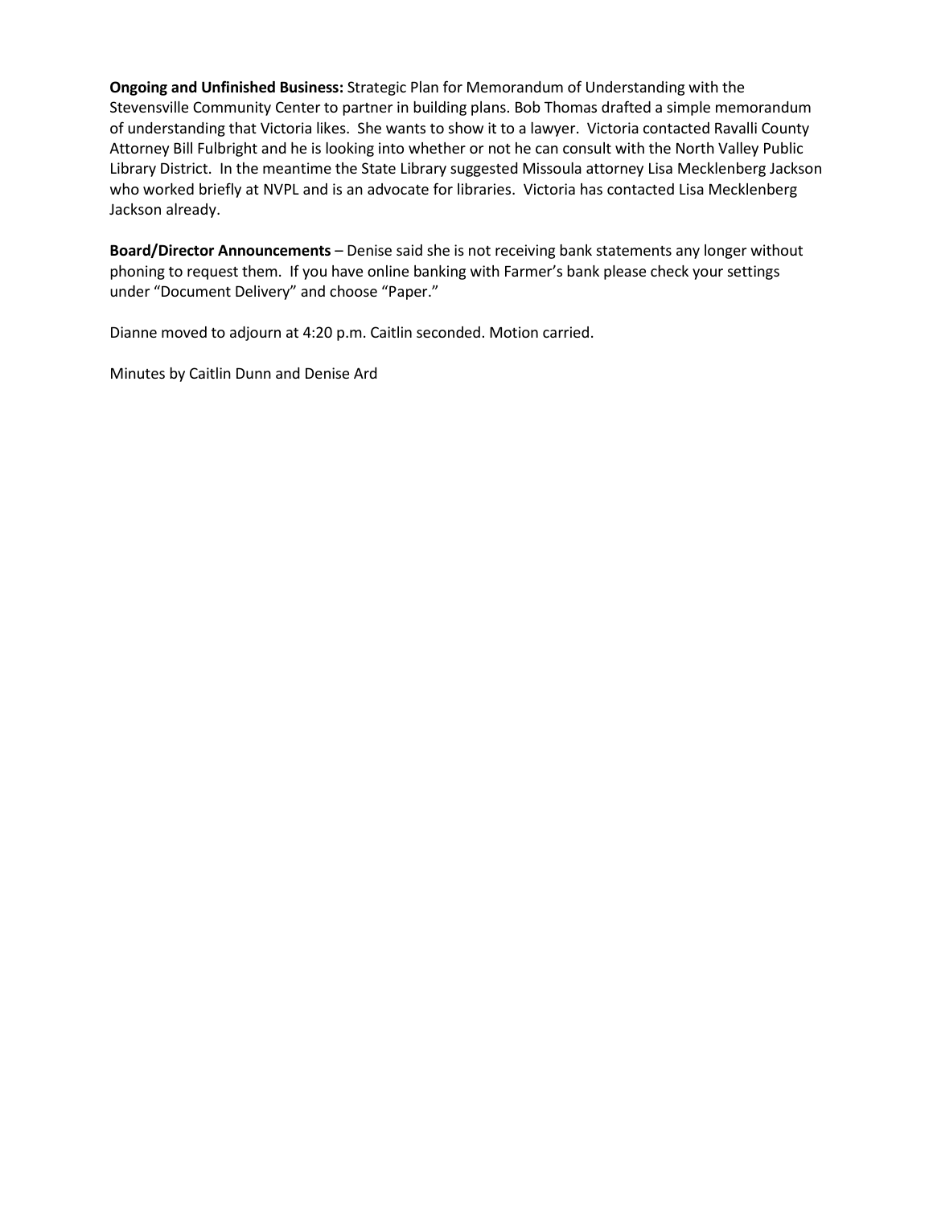**Ongoing and Unfinished Business:** Strategic Plan for Memorandum of Understanding with the Stevensville Community Center to partner in building plans. Bob Thomas drafted a simple memorandum of understanding that Victoria likes. She wants to show it to a lawyer. Victoria contacted Ravalli County Attorney Bill Fulbright and he is looking into whether or not he can consult with the North Valley Public Library District. In the meantime the State Library suggested Missoula attorney Lisa Mecklenberg Jackson who worked briefly at NVPL and is an advocate for libraries. Victoria has contacted Lisa Mecklenberg Jackson already.

**Board/Director Announcements** – Denise said she is not receiving bank statements any longer without phoning to request them. If you have online banking with Farmer's bank please check your settings under "Document Delivery" and choose "Paper."

Dianne moved to adjourn at 4:20 p.m. Caitlin seconded. Motion carried.

Minutes by Caitlin Dunn and Denise Ard